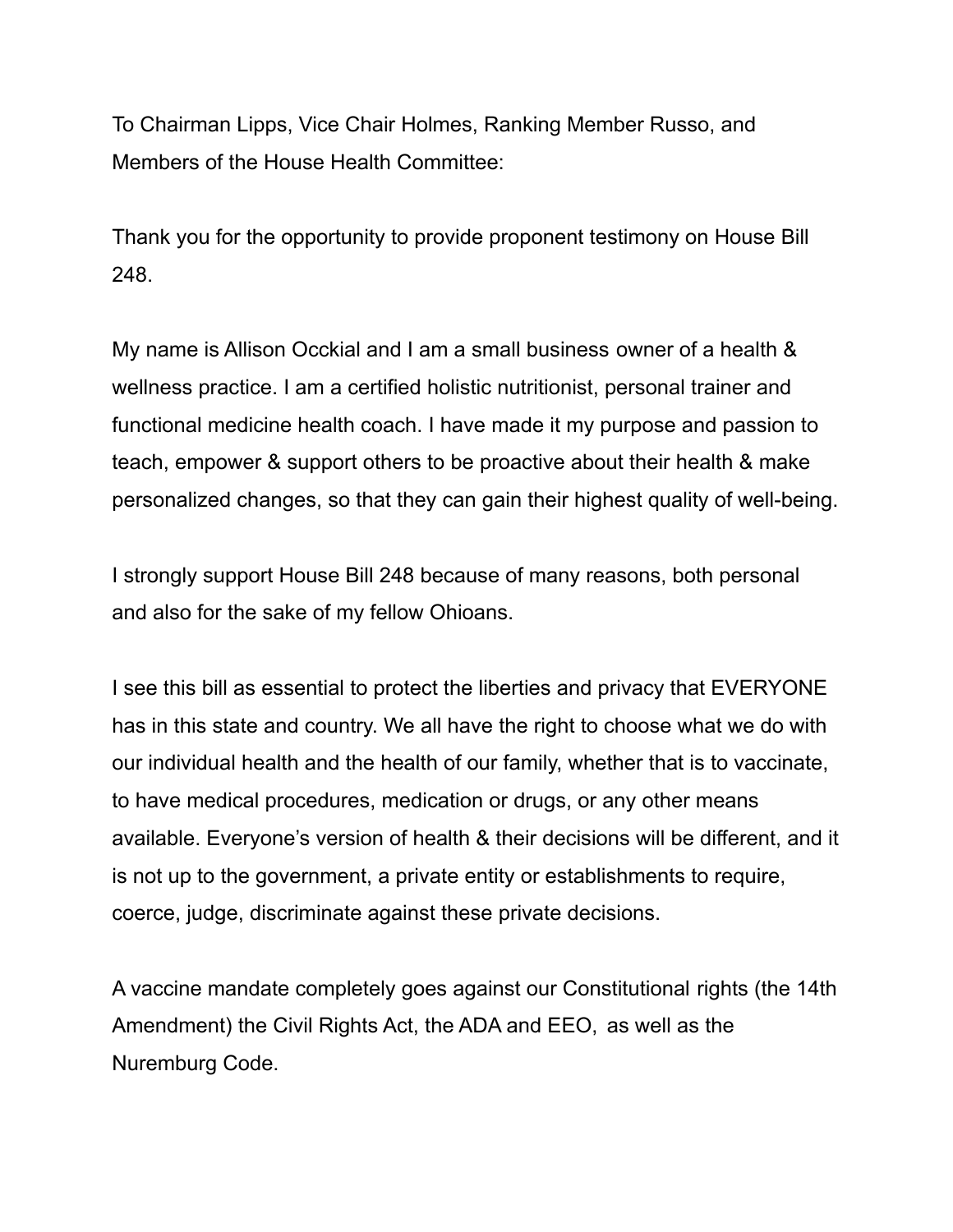To Chairman Lipps, Vice Chair Holmes, Ranking Member Russo, and Members of the House Health Committee:

Thank you for the opportunity to provide proponent testimony on House Bill 248.

My name is Allison Occkial and I am a small business owner of a health & wellness practice. I am a certified holistic nutritionist, personal trainer and functional medicine health coach. I have made it my purpose and passion to teach, empower & support others to be proactive about their health & make personalized changes, so that they can gain their highest quality of well-being.

I strongly support House Bill 248 because of many reasons, both personal and also for the sake of my fellow Ohioans.

I see this bill as essential to protect the liberties and privacy that EVERYONE has in this state and country. We all have the right to choose what we do with our individual health and the health of our family, whether that is to vaccinate, to have medical procedures, medication or drugs, or any other means available. Everyone's version of health & their decisions will be different, and it is not up to the government, a private entity or establishments to require, coerce, judge, discriminate against these private decisions.

A vaccine mandate completely goes against our Constitutional rights (the 14th Amendment) the Civil Rights Act, the ADA and EEO, as well as the Nuremburg Code.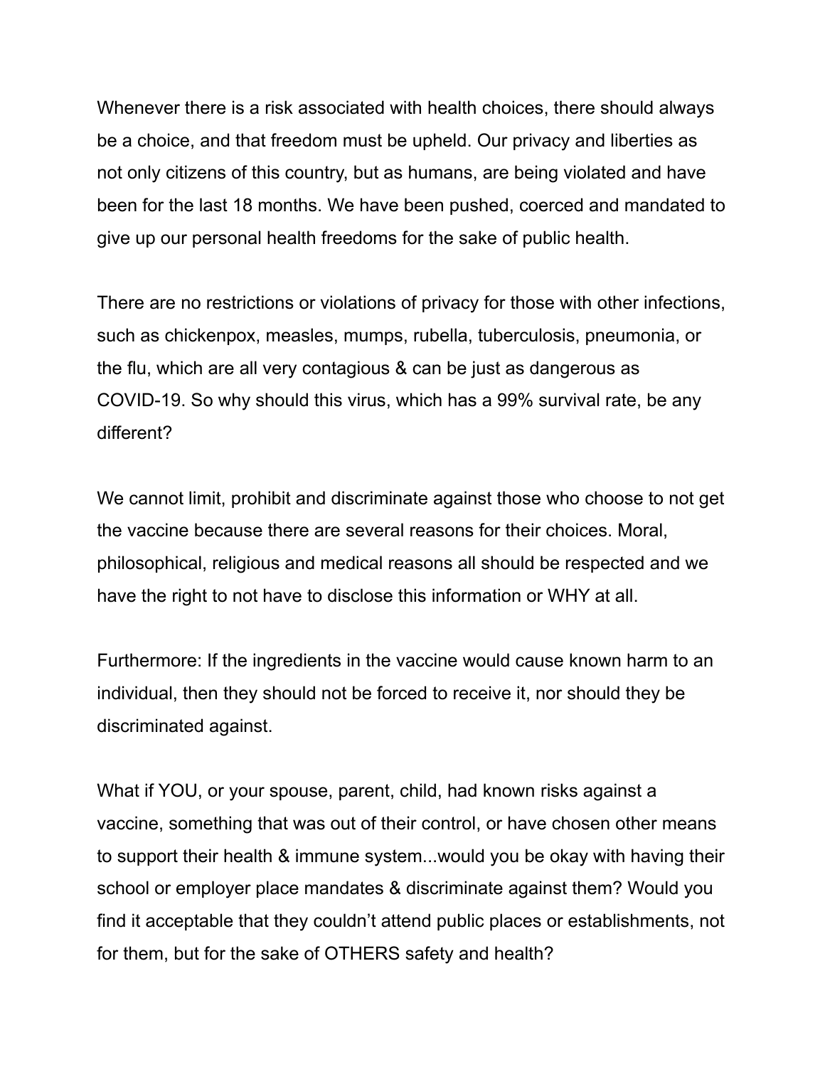Whenever there is a risk associated with health choices, there should always be a choice, and that freedom must be upheld. Our privacy and liberties as not only citizens of this country, but as humans, are being violated and have been for the last 18 months. We have been pushed, coerced and mandated to give up our personal health freedoms for the sake of public health.

There are no restrictions or violations of privacy for those with other infections, such as chickenpox, measles, mumps, rubella, tuberculosis, pneumonia, or the flu, which are all very contagious & can be just as dangerous as COVID-19. So why should this virus, which has a 99% survival rate, be any different?

We cannot limit, prohibit and discriminate against those who choose to not get the vaccine because there are several reasons for their choices. Moral, philosophical, religious and medical reasons all should be respected and we have the right to not have to disclose this information or WHY at all.

Furthermore: If the ingredients in the vaccine would cause known harm to an individual, then they should not be forced to receive it, nor should they be discriminated against.

What if YOU, or your spouse, parent, child, had known risks against a vaccine, something that was out of their control, or have chosen other means to support their health & immune system...would you be okay with having their school or employer place mandates & discriminate against them? Would you find it acceptable that they couldn't attend public places or establishments, not for them, but for the sake of OTHERS safety and health?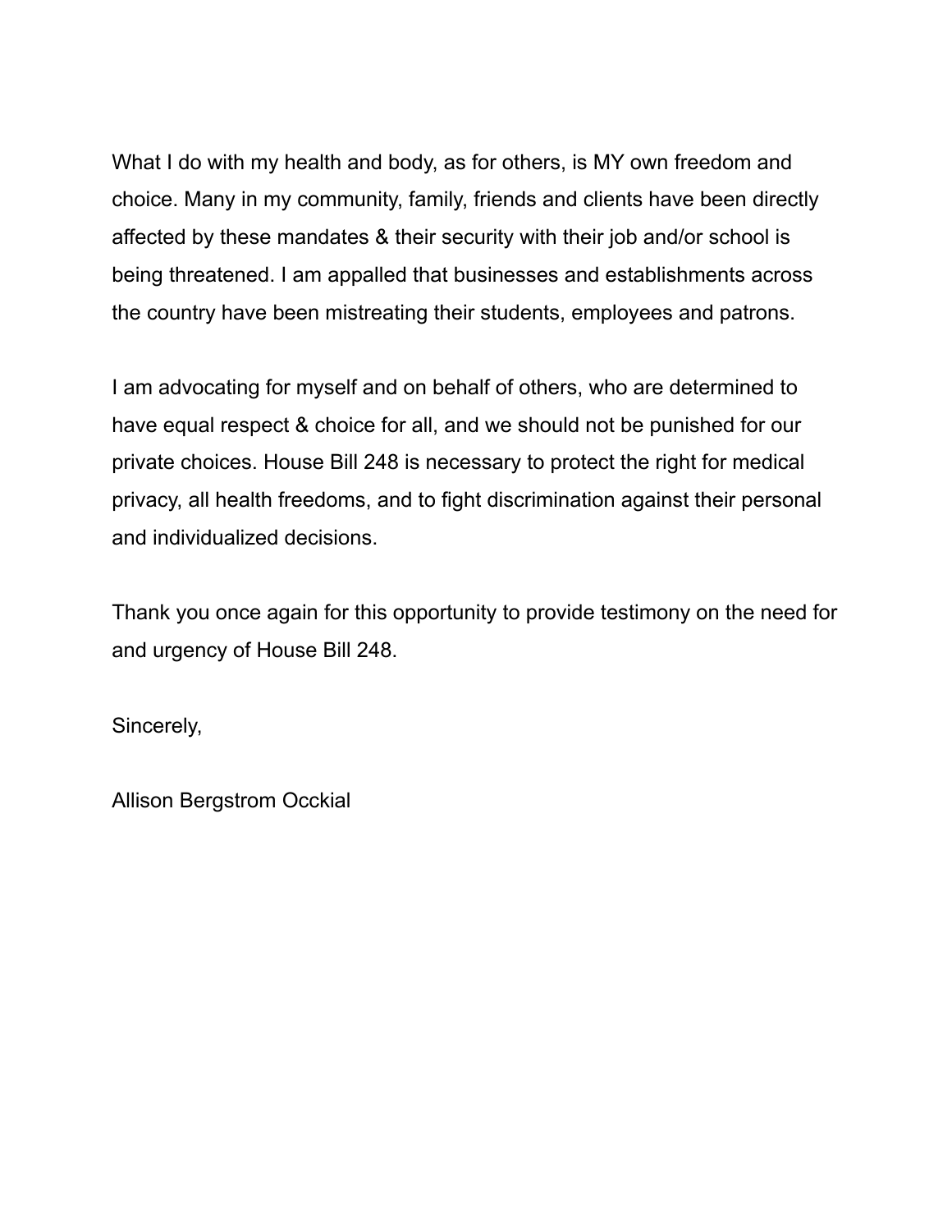What I do with my health and body, as for others, is MY own freedom and choice. Many in my community, family, friends and clients have been directly affected by these mandates & their security with their job and/or school is being threatened. I am appalled that businesses and establishments across the country have been mistreating their students, employees and patrons.

I am advocating for myself and on behalf of others, who are determined to have equal respect & choice for all, and we should not be punished for our private choices. House Bill 248 is necessary to protect the right for medical privacy, all health freedoms, and to fight discrimination against their personal and individualized decisions.

Thank you once again for this opportunity to provide testimony on the need for and urgency of House Bill 248.

Sincerely,

Allison Bergstrom Occkial